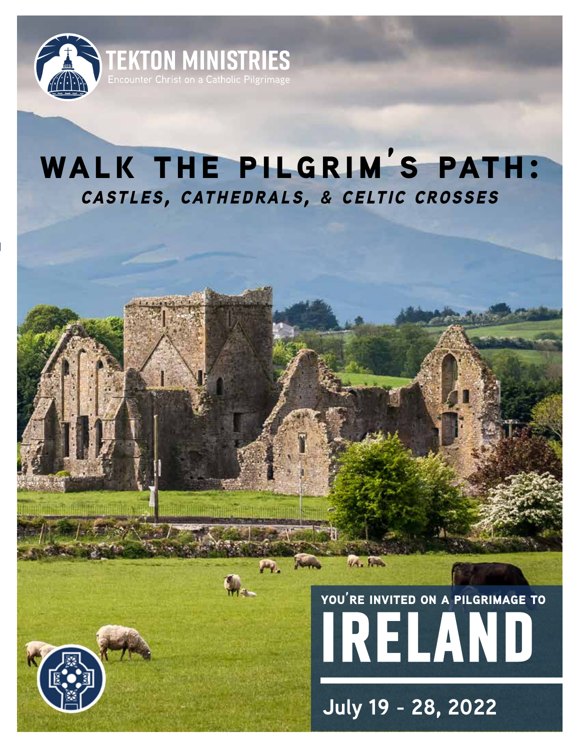TEKTON MINISTRIES

Encounter Christ on a Catholic Pilgrimage

# WALK THE PILGRIM'S PATH:

## *CASTLES, CATHEDRALS, & CELTIC CROSSES*

YOU'RE INVITED ON A PILGRIMAGE TO

# IRELAND

July 19 - 28, 2022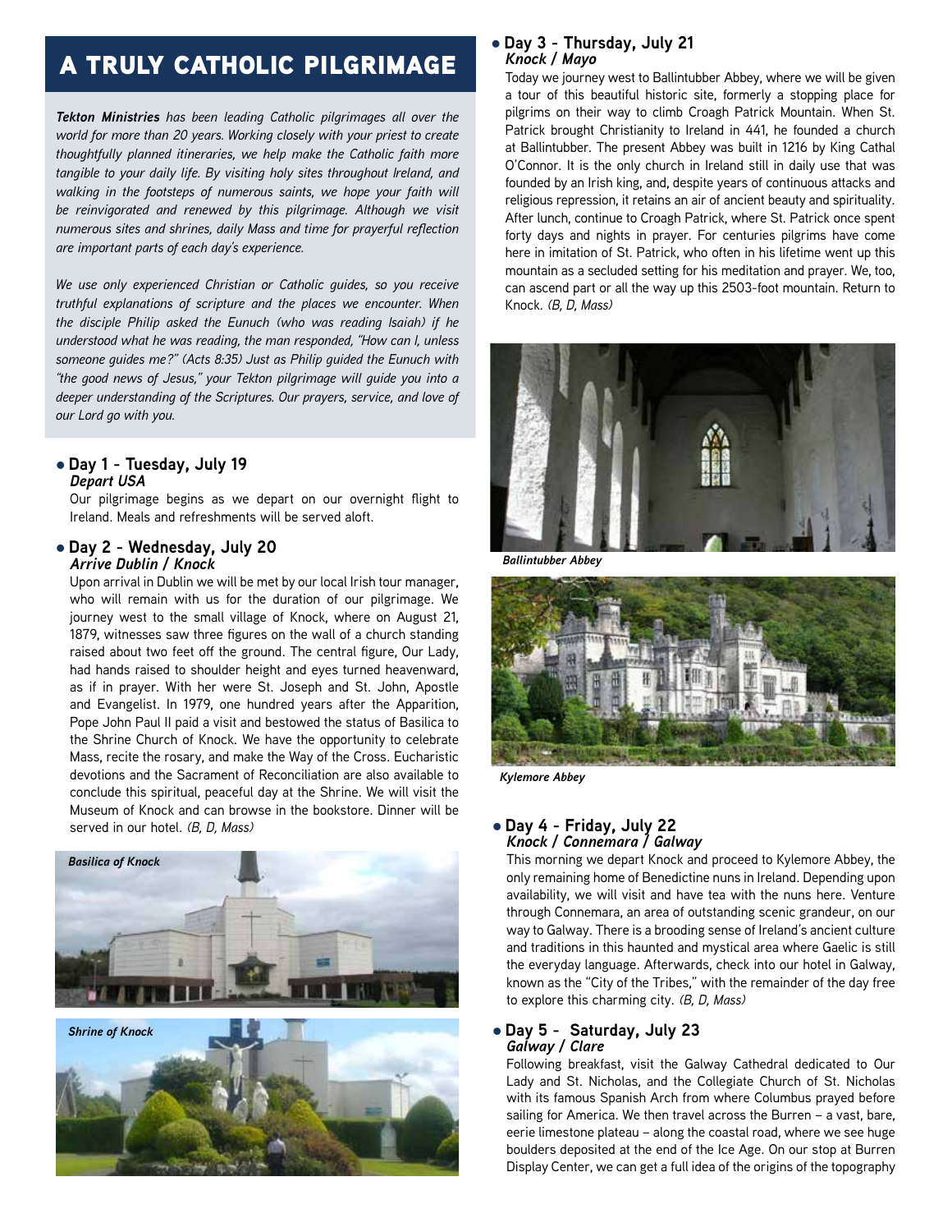# A TRULY CATHOLIC PILGRIMAGE

***Tekton Ministries** has been leading Catholic pilgrimages all over the world for more than 20 years. Working closely with your priest to create thoughtfully planned itineraries, we help make the Catholic faith more tangible to your daily life. By visiting holy sites throughout Ireland, and walking in the footsteps of numerous saints, we hope your faith will be reinvigorated and renewed by this pilgrimage. Although we visit numerous sites and shrines, daily Mass and time for prayerful reflection are important parts of each day's experience.*

*We use only experienced Christian or Catholic guides, so you receive truthful explanations of scripture and the places we encounter. When the disciple Philip asked the Eunuch (who was reading Isaiah) if he understood what he was reading, the man responded, "How can I, unless someone guides me?" (Acts 8:35) Just as Philip guided the Eunuch with "the good news of Jesus," your Tekton pilgrimage will guide you into a deeper understanding of the Scriptures. Our prayers, service, and love of our Lord go with you.*

### Day 1 - Tuesday, July 19
***Depart USA***

Our pilgrimage begins as we depart on our overnight flight to Ireland. Meals and refreshments will be served aloft.

### Day 2 - Wednesday, July 20
***Arrive Dublin / Knock***

Upon arrival in Dublin we will be met by our local Irish tour manager, who will remain with us for the duration of our pilgrimage. We journey west to the small village of Knock, where on August 21, 1879, witnesses saw three figures on the wall of a church standing raised about two feet off the ground. The central figure, Our Lady, had hands raised to shoulder height and eyes turned heavenward, as if in prayer. With her were St. Joseph and St. John, Apostle and Evangelist. In 1979, one hundred years after the Apparition, Pope John Paul II paid a visit and bestowed the status of Basilica to the Shrine Church of Knock. We have the opportunity to celebrate Mass, recite the rosary, and make the Way of the Cross. Eucharistic devotions and the Sacrament of Reconciliation are also available to conclude this spiritual, peaceful day at the Shrine. We will visit the Museum of Knock and can browse in the bookstore. Dinner will be served in our hotel. *(B, D, Mass)*

*Basilica of Knock*

*Shrine of Knock*

### Day 3 - Thursday, July 21
***Knock / Mayo***

Today we journey west to Ballintubber Abbey, where we will be given a tour of this beautiful historic site, formerly a stopping place for pilgrims on their way to climb Croagh Patrick Mountain. When St. Patrick brought Christianity to Ireland in 441, he founded a church at Ballintubber. The present Abbey was built in 1216 by King Cathal O'Connor. It is the only church in Ireland still in daily use that was founded by an Irish king, and, despite years of continuous attacks and religious repression, it retains an air of ancient beauty and spirituality. After lunch, continue to Croagh Patrick, where St. Patrick once spent forty days and nights in prayer. For centuries pilgrims have come here in imitation of St. Patrick, who often in his lifetime went up this mountain as a secluded setting for his meditation and prayer. We, too, can ascend part or all the way up this 2503-foot mountain. Return to Knock. *(B, D, Mass)*

*Ballintubber Abbey*

*Kylemore Abbey*

### Day 4 - Friday, July 22
***Knock / Connemara / Galway***

This morning we depart Knock and proceed to Kylemore Abbey, the only remaining home of Benedictine nuns in Ireland. Depending upon availability, we will visit and have tea with the nuns here. Venture through Connemara, an area of outstanding scenic grandeur, on our way to Galway. There is a brooding sense of Ireland's ancient culture and traditions in this haunted and mystical area where Gaelic is still the everyday language. Afterwards, check into our hotel in Galway, known as the "City of the Tribes," with the remainder of the day free to explore this charming city. *(B, D, Mass)*

### Day 5 - Saturday, July 23
***Galway / Clare***

Following breakfast, visit the Galway Cathedral dedicated to Our Lady and St. Nicholas, and the Collegiate Church of St. Nicholas with its famous Spanish Arch from where Columbus prayed before sailing for America. We then travel across the Burren – a vast, bare, eerie limestone plateau – along the coastal road, where we see huge boulders deposited at the end of the Ice Age. On our stop at Burren Display Center, we can get a full idea of the origins of the topography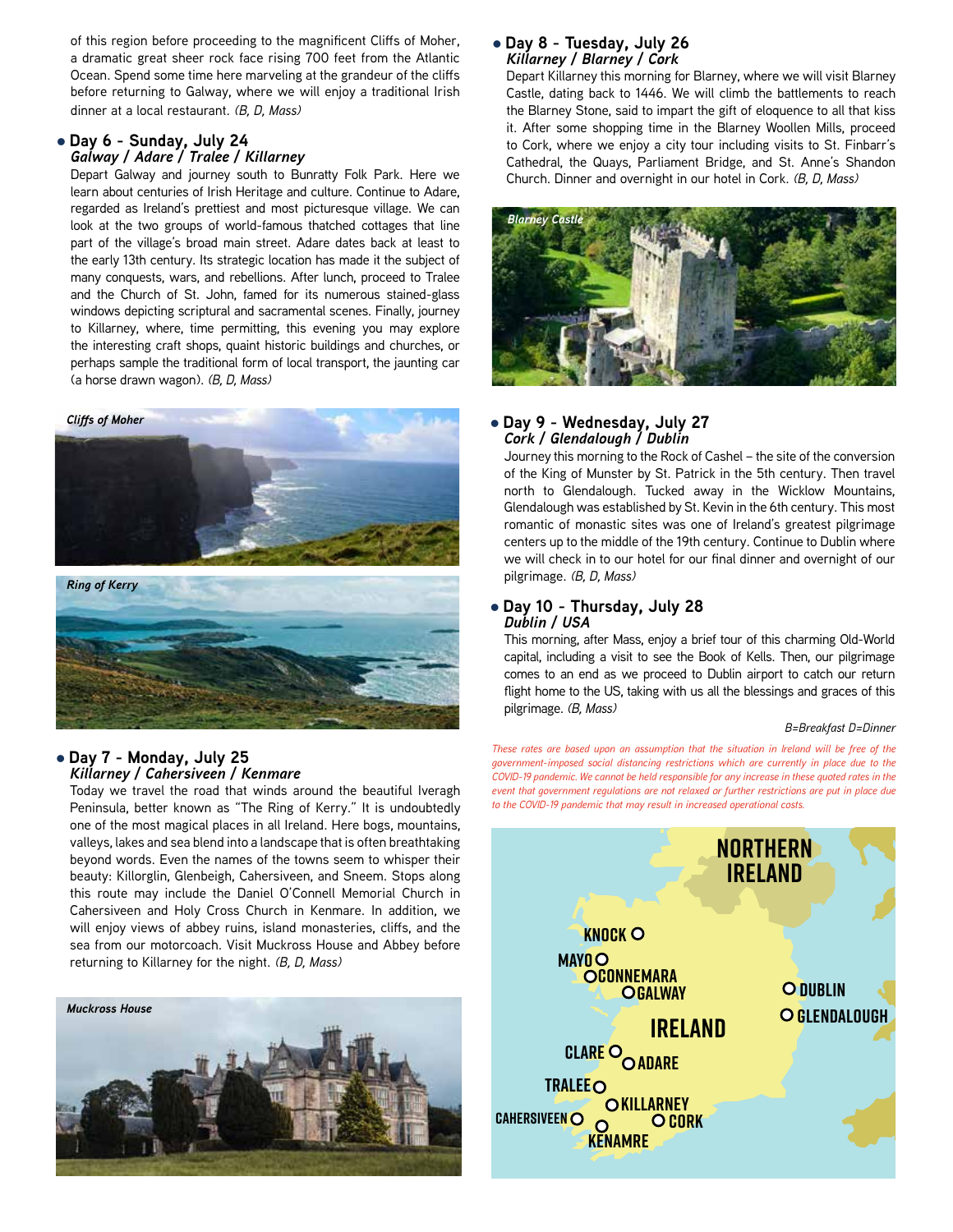of this region before proceeding to the magnificent Cliffs of Moher, a dramatic great sheer rock face rising 700 feet from the Atlantic Ocean. Spend some time here marveling at the grandeur of the cliffs before returning to Galway, where we will enjoy a traditional Irish dinner at a local restaurant. *(B, D, Mass)*

### • Day 6 - Sunday, July 24
***Galway / Adare / Tralee / Killarney***

Depart Galway and journey south to Bunratty Folk Park. Here we learn about centuries of Irish Heritage and culture. Continue to Adare, regarded as Ireland's prettiest and most picturesque village. We can look at the two groups of world-famous thatched cottages that line part of the village's broad main street. Adare dates back at least to the early 13th century. Its strategic location has made it the subject of many conquests, wars, and rebellions. After lunch, proceed to Tralee and the Church of St. John, famed for its numerous stained-glass windows depicting scriptural and sacramental scenes. Finally, journey to Killarney, where, time permitting, this evening you may explore the interesting craft shops, quaint historic buildings and churches, or perhaps sample the traditional form of local transport, the jaunting car (a horse drawn wagon). *(B, D, Mass)*

*Cliffs of Moher*

*Ring of Kerry*

### • Day 7 - Monday, July 25
***Killarney / Cahersiveen / Kenmare***

Today we travel the road that winds around the beautiful Iveragh Peninsula, better known as "The Ring of Kerry." It is undoubtedly one of the most magical places in all Ireland. Here bogs, mountains, valleys, lakes and sea blend into a landscape that is often breathtaking beyond words. Even the names of the towns seem to whisper their beauty: Killorglin, Glenbeigh, Cahersiveen, and Sneem. Stops along this route may include the Daniel O'Connell Memorial Church in Cahersiveen and Holy Cross Church in Kenmare. In addition, we will enjoy views of abbey ruins, island monasteries, cliffs, and the sea from our motorcoach. Visit Muckross House and Abbey before returning to Killarney for the night. *(B, D, Mass)*

*Muckross House*

### • Day 8 - Tuesday, July 26
***Killarney / Blarney / Cork***

Depart Killarney this morning for Blarney, where we will visit Blarney Castle, dating back to 1446. We will climb the battlements to reach the Blarney Stone, said to impart the gift of eloquence to all that kiss it. After some shopping time in the Blarney Woollen Mills, proceed to Cork, where we enjoy a city tour including visits to St. Finbarr's Cathedral, the Quays, Parliament Bridge, and St. Anne's Shandon Church. Dinner and overnight in our hotel in Cork. *(B, D, Mass)*

*Blarney Castle*

### • Day 9 - Wednesday, July 27
***Cork / Glendalough / Dublin***

Journey this morning to the Rock of Cashel – the site of the conversion of the King of Munster by St. Patrick in the 5th century. Then travel north to Glendalough. Tucked away in the Wicklow Mountains, Glendalough was established by St. Kevin in the 6th century. This most romantic of monastic sites was one of Ireland's greatest pilgrimage centers up to the middle of the 19th century. Continue to Dublin where we will check in to our hotel for our final dinner and overnight of our pilgrimage. *(B, D, Mass)*

### • Day 10 - Thursday, July 28
***Dublin / USA***

This morning, after Mass, enjoy a brief tour of this charming Old-World capital, including a visit to see the Book of Kells. Then, our pilgrimage comes to an end as we proceed to Dublin airport to catch our return flight home to the US, taking with us all the blessings and graces of this pilgrimage. *(B, Mass)*

*B=Breakfast D=Dinner*

*These rates are based upon an assumption that the situation in Ireland will be free of the government-imposed social distancing restrictions which are currently in place due to the COVID-19 pandemic. We cannot be held responsible for any increase in these quoted rates in the event that government regulations are not relaxed or further restrictions are put in place due to the COVID-19 pandemic that may result in increased operational costs.*

NORTHERN IRELAND

IRELAND

KNOCK · MAYO · CONNEMARA · GALWAY · DUBLIN · GLENDALOUGH · CLARE · ADARE · TRALEE · KILLARNEY · CAHERSIVEEN · CORK · KENAMRE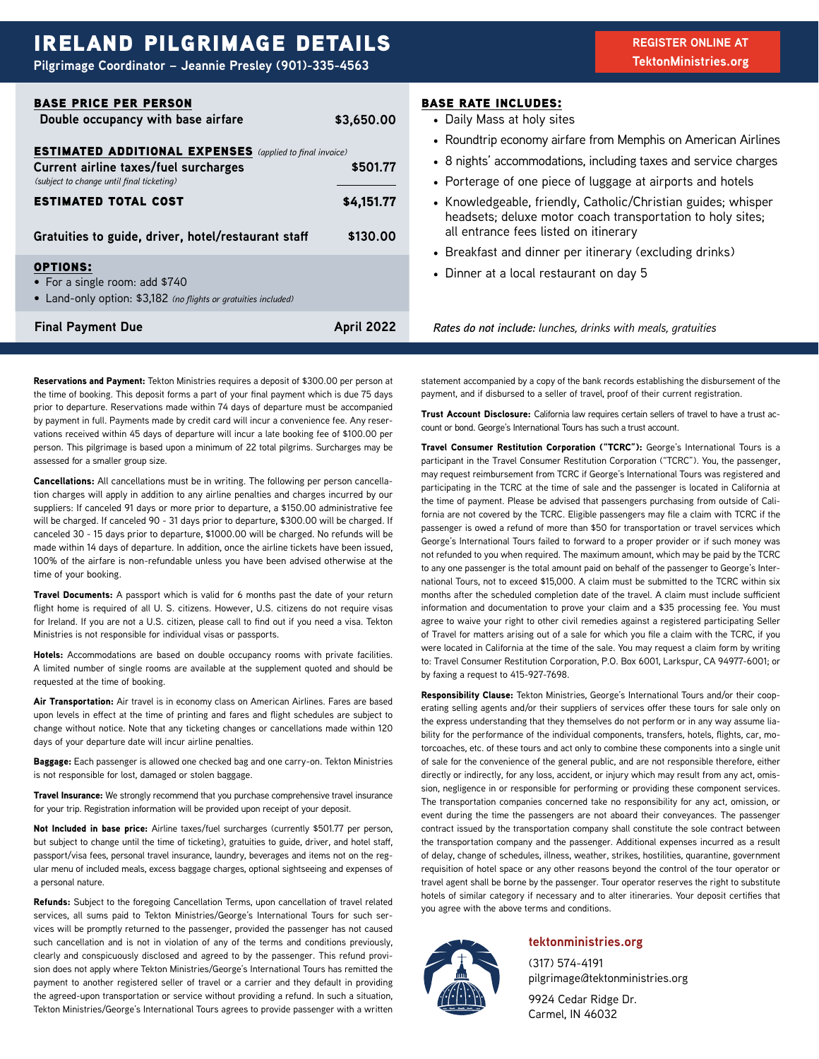# IRELAND PILGRIMAGE DETAILS

**Pilgrimage Coordinator – Jeannie Presley (901)-335-4563**

**REGISTER ONLINE AT TektonMinistries.org**

## BASE PRICE PER PERSON

| | |
|---|---|
| **Double occupancy with base airfare** | **$3,650.00** |

## ESTIMATED ADDITIONAL EXPENSES *(applied to final invoice)*

| | |
|---|---|
| **Current airline taxes/fuel surcharges** *(subject to change until final ticketing)* | **$501.77** |
| **ESTIMATED TOTAL COST** | **$4,151.77** |
| **Gratuities to guide, driver, hotel/restaurant staff** | **$130.00** |

## OPTIONS:

- For a single room: add $740
- Land-only option: $3,182 *(no flights or gratuities included)*

**Final Payment Due** **April 2022**

## BASE RATE INCLUDES:

- Daily Mass at holy sites
- Roundtrip economy airfare from Memphis on American Airlines
- 8 nights' accommodations, including taxes and service charges
- Porterage of one piece of luggage at airports and hotels
- Knowledgeable, friendly, Catholic/Christian guides; whisper headsets; deluxe motor coach transportation to holy sites; all entrance fees listed on itinerary
- Breakfast and dinner per itinerary (excluding drinks)
- Dinner at a local restaurant on day 5

***Rates do not include:*** *lunches, drinks with meals, gratuities*

**Reservations and Payment:** Tekton Ministries requires a deposit of $300.00 per person at the time of booking. This deposit forms a part of your final payment which is due 75 days prior to departure. Reservations made within 74 days of departure must be accompanied by payment in full. Payments made by credit card will incur a convenience fee. Any reservations received within 45 days of departure will incur a late booking fee of $100.00 per person. This pilgrimage is based upon a minimum of 22 total pilgrims. Surcharges may be assessed for a smaller group size.

**Cancellations:** All cancellations must be in writing. The following per person cancellation charges will apply in addition to any airline penalties and charges incurred by our suppliers: If canceled 91 days or more prior to departure, a $150.00 administrative fee will be charged. If canceled 90 - 31 days prior to departure, $300.00 will be charged. If canceled 30 - 15 days prior to departure, $1000.00 will be charged. No refunds will be made within 14 days of departure. In addition, once the airline tickets have been issued, 100% of the airfare is non-refundable unless you have been advised otherwise at the time of your booking.

**Travel Documents:** A passport which is valid for 6 months past the date of your return flight home is required of all U. S. citizens. However, U.S. citizens do not require visas for Ireland. If you are not a U.S. citizen, please call to find out if you need a visa. Tekton Ministries is not responsible for individual visas or passports.

**Hotels:** Accommodations are based on double occupancy rooms with private facilities. A limited number of single rooms are available at the supplement quoted and should be requested at the time of booking.

**Air Transportation:** Air travel is in economy class on American Airlines. Fares are based upon levels in effect at the time of printing and fares and flight schedules are subject to change without notice. Note that any ticketing changes or cancellations made within 120 days of your departure date will incur airline penalties.

**Baggage:** Each passenger is allowed one checked bag and one carry-on. Tekton Ministries is not responsible for lost, damaged or stolen baggage.

**Travel Insurance:** We strongly recommend that you purchase comprehensive travel insurance for your trip. Registration information will be provided upon receipt of your deposit.

**Not Included in base price:** Airline taxes/fuel surcharges (currently $501.77 per person, but subject to change until the time of ticketing), gratuities to guide, driver, and hotel staff, passport/visa fees, personal travel insurance, laundry, beverages and items not on the regular menu of included meals, excess baggage charges, optional sightseeing and expenses of a personal nature.

**Refunds:** Subject to the foregoing Cancellation Terms, upon cancellation of travel related services, all sums paid to Tekton Ministries/George's International Tours for such services will be promptly returned to the passenger, provided the passenger has not caused such cancellation and is not in violation of any of the terms and conditions previously, clearly and conspicuously disclosed and agreed to by the passenger. This refund provision does not apply where Tekton Ministries/George's International Tours has remitted the payment to another registered seller of travel or a carrier and they default in providing the agreed-upon transportation or service without providing a refund. In such a situation, Tekton Ministries/George's International Tours agrees to provide passenger with a written statement accompanied by a copy of the bank records establishing the disbursement of the payment, and if disbursed to a seller of travel, proof of their current registration.

**Trust Account Disclosure:** California law requires certain sellers of travel to have a trust account or bond. George's International Tours has such a trust account.

**Travel Consumer Restitution Corporation ("TCRC"):** George's International Tours is a participant in the Travel Consumer Restitution Corporation ("TCRC"). You, the passenger, may request reimbursement from TCRC if George's International Tours was registered and participating in the TCRC at the time of sale and the passenger is located in California at the time of payment. Please be advised that passengers purchasing from outside of California are not covered by the TCRC. Eligible passengers may file a claim with TCRC if the passenger is owed a refund of more than $50 for transportation or travel services which George's International Tours failed to forward to a proper provider or if such money was not refunded to you when required. The maximum amount, which may be paid by the TCRC to any one passenger is the total amount paid on behalf of the passenger to George's International Tours, not to exceed $15,000. A claim must be submitted to the TCRC within six months after the scheduled completion date of the travel. A claim must include sufficient information and documentation to prove your claim and a $35 processing fee. You must agree to waive your right to other civil remedies against a registered participating Seller of Travel for matters arising out of a sale for which you file a claim with the TCRC, if you were located in California at the time of the sale. You may request a claim form by writing to: Travel Consumer Restitution Corporation, P.O. Box 6001, Larkspur, CA 94977-6001; or by faxing a request to 415-927-7698.

**Responsibility Clause:** Tekton Ministries, George's International Tours and/or their cooperating selling agents and/or their suppliers of services offer these tours for sale only on the express understanding that they themselves do not perform or in any way assume liability for the performance of the individual components, transfers, hotels, flights, car, motorcoaches, etc. of these tours and act only to combine these components into a single unit of sale for the convenience of the general public, and are not responsible therefore, either directly or indirectly, for any loss, accident, or injury which may result from any act, omission, negligence in or responsible for performing or providing these component services. The transportation companies concerned take no responsibility for any act, omission, or event during the time the passengers are not aboard their conveyances. The passenger contract issued by the transportation company shall constitute the sole contract between the transportation company and the passenger. Additional expenses incurred as a result of delay, change of schedules, illness, weather, strikes, hostilities, quarantine, government requisition of hotel space or any other reasons beyond the control of the tour operator or travel agent shall be borne by the passenger. Tour operator reserves the right to substitute hotels of similar category if necessary and to alter itineraries. Your deposit certifies that you agree with the above terms and conditions.

**tektonministries.org**

(317) 574-4191
pilgrimage@tektonministries.org

9924 Cedar Ridge Dr.
Carmel, IN 46032